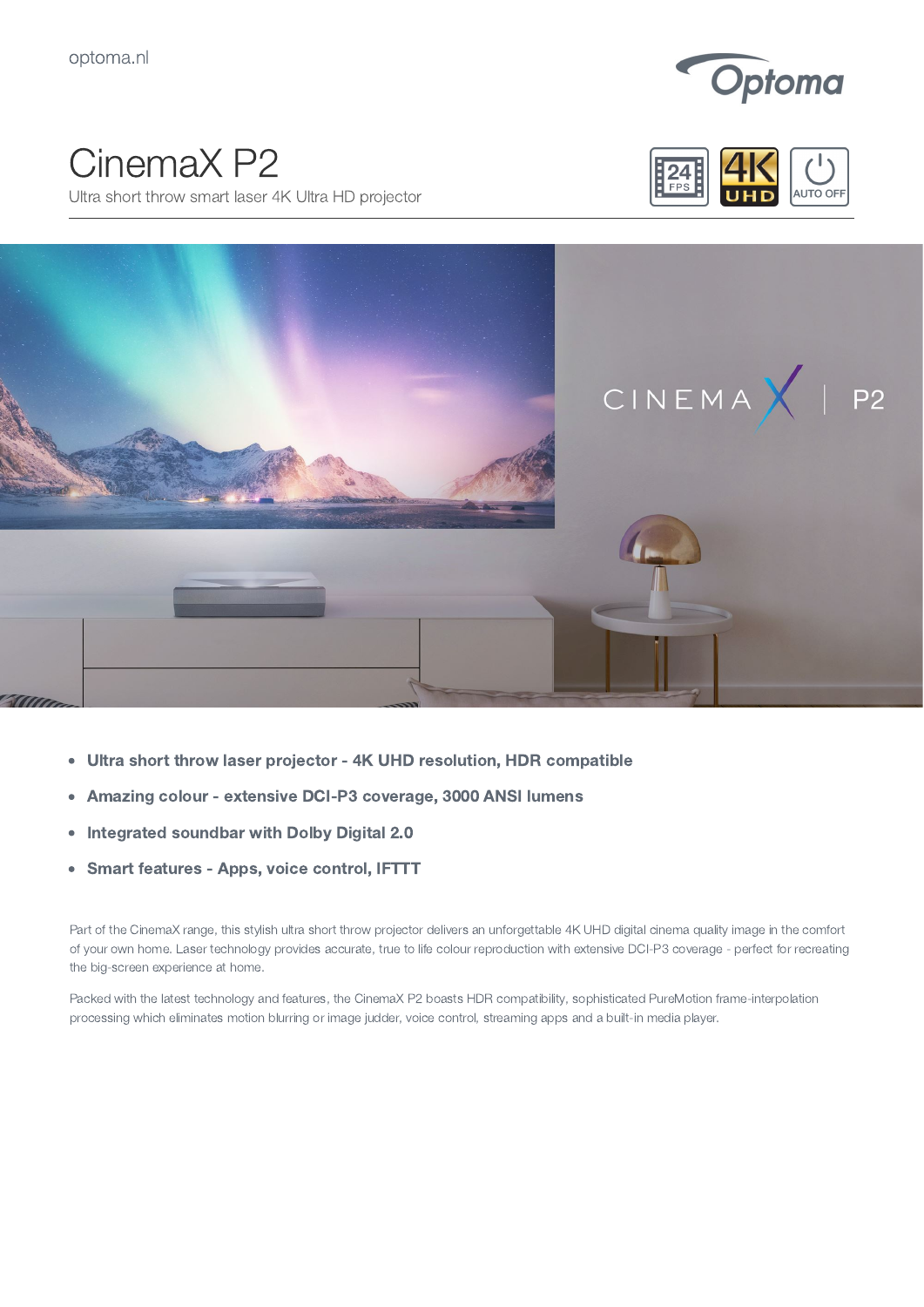optoma.nl

# CinemaX P2

Ultra short throw smart laser 4K Ultra HD projector

- **Ultra short throw laser projector - 4K UHD resolution, HDR compatible**
- **Amazing colour - extensive DCI-P3 coverage, 3000 ANSI lumens**
- **Integrated soundbar with Dolby Digital 2.0**
- **Smart features - Apps, voice control, IFTTT**

Part of the CinemaX range, this stylish ultra short throw projector delivers an unforgettable 4K UHD digital cinema quality image in the comfort of your own home. Laser technology provides accurate, true to life colour reproduction with extensive DCI-P3 coverage - perfect for recreating the big-screen experience at home.

Packed with the latest technology and features, the CinemaX P2 boasts HDR compatibility, sophisticated PureMotion frame-interpolation processing which eliminates motion blurring or image judder, voice control, streaming apps and a built-in media player.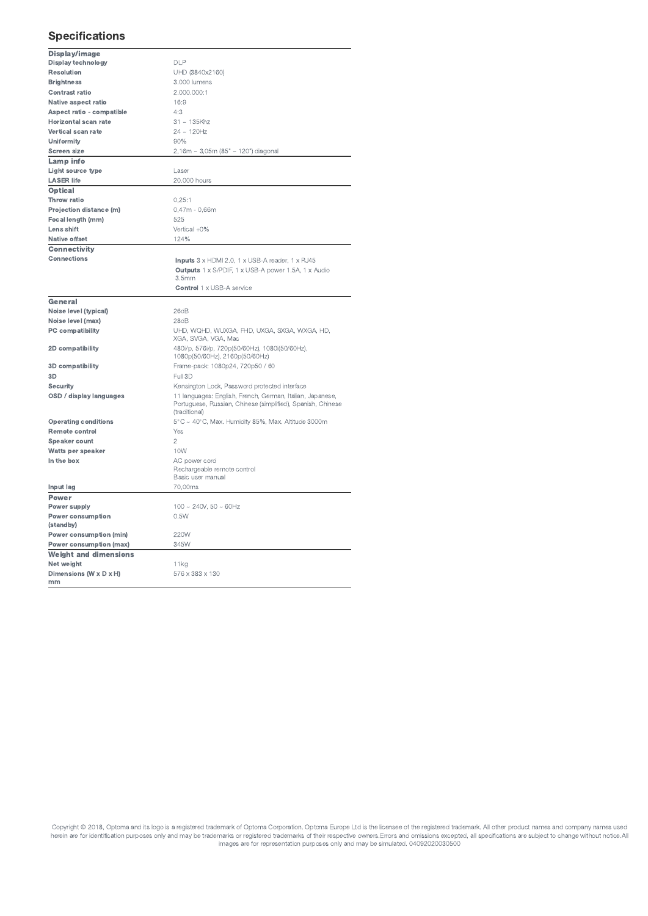## Specifications

| | |
|---|---|
| **Display/image** | |
| **Display technology** | DLP |
| **Resolution** | UHD (3840x2160) |
| **Brightness** | 3.000 lumens |
| **Contrast ratio** | 2.000.000:1 |
| **Native aspect ratio** | 16:9 |
| **Aspect ratio - compatible** | 4:3 |
| **Horizontal scan rate** | 31 ~ 135Khz |
| **Vertical scan rate** | 24 ~ 120Hz |
| **Uniformity** | 90% |
| **Screen size** | 2,16m ~ 3,05m (85" ~ 120") diagonal |
| **Lamp info** | |
| **Light source type** | Laser |
| **LASER life** | 20.000 hours |
| **Optical** | |
| **Throw ratio** | 0,25:1 |
| **Projection distance (m)** | 0,47m - 0,66m |
| **Focal length (mm)** | 525 |
| **Lens shift** | Vertical +0% |
| **Native offset** | 124% |
| **Connectivity** | |
| **Connections** | **Inputs** 3 x HDMI 2.0, 1 x USB-A reader, 1 x RJ45<br>**Outputs** 1 x S/PDIF, 1 x USB-A power 1.5A, 1 x Audio 3.5mm<br>**Control** 1 x USB-A service |
| **General** | |
| **Noise level (typical)** | 26dB |
| **Noise level (max)** | 28dB |
| **PC compatibility** | UHD, WQHD, WUXGA, FHD, UXGA, SXGA, WXGA, HD, XGA, SVGA, VGA, Mac |
| **2D compatibility** | 480i/p, 576i/p, 720p(50/60Hz), 1080i(50/60Hz), 1080p(50/60Hz), 2160p(50/60Hz) |
| **3D compatibility** | Frame-pack: 1080p24, 720p50 / 60 |
| **3D** | Full 3D |
| **Security** | Kensington Lock, Password protected interface |
| **OSD / display languages** | 11 languages: English, French, German, Italian, Japanese, Portuguese, Russian, Chinese (simplified), Spanish, Chinese (traditional) |
| **Operating conditions** | 5°C ~ 40°C, Max. Humidity 85%, Max. Altitude 3000m |
| **Remote control** | Yes |
| **Speaker count** | 2 |
| **Watts per speaker** | 10W |
| **In the box** | AC power cord<br>Rechargeable remote control<br>Basic user manual |
| **Input lag** | 70,00ms |
| **Power** | |
| **Power supply** | 100 ~ 240V, 50 ~ 60Hz |
| **Power consumption (standby)** | 0.5W |
| **Power consumption (min)** | 220W |
| **Power consumption (max)** | 345W |
| **Weight and dimensions** | |
| **Net weight** | 11kg |
| **Dimensions (W x D x H) mm** | 576 x 383 x 130 |

Copyright © 2018, Optoma and its logo is a registered trademark of Optoma Corporation. Optoma Europe Ltd is the licensee of the registered trademark. All other product names and company names used herein are for identification purposes only and may be trademarks or registered trademarks of their respective owners.Errors and omissions excepted, all specifications are subject to change without notice.All images are for representation purposes only and may be simulated. 04092020030500